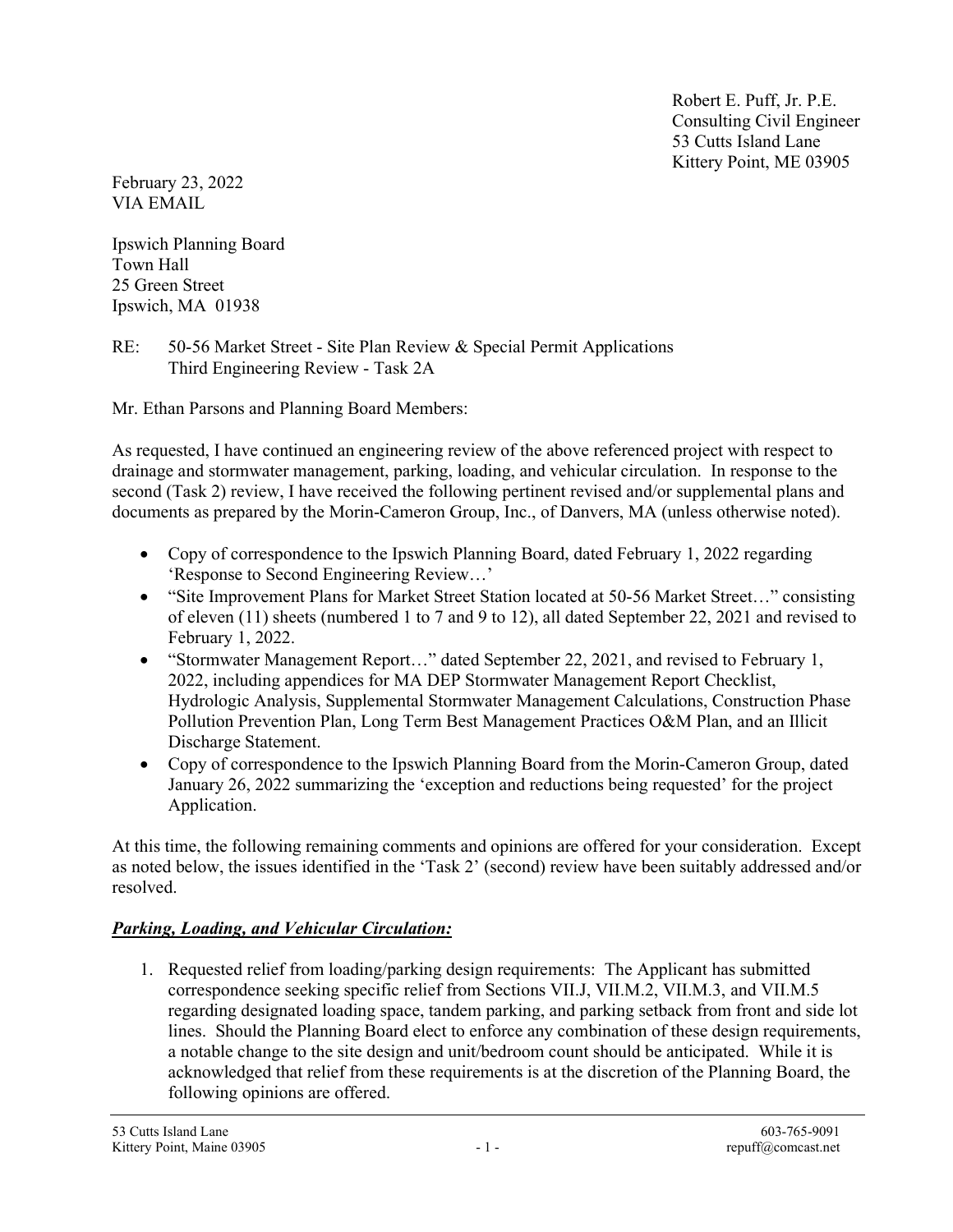Robert E. Puff, Jr. P.E.
Consulting Civil Engineer
53 Cutts Island Lane
Kittery Point, ME 03905

February 23, 2022
VIA EMAIL

Ipswich Planning Board
Town Hall
25 Green Street
Ipswich, MA 01938

RE: 50-56 Market Street - Site Plan Review & Special Permit Applications
Third Engineering Review - Task 2A

Mr. Ethan Parsons and Planning Board Members:

As requested, I have continued an engineering review of the above referenced project with respect to drainage and stormwater management, parking, loading, and vehicular circulation. In response to the second (Task 2) review, I have received the following pertinent revised and/or supplemental plans and documents as prepared by the Morin-Cameron Group, Inc., of Danvers, MA (unless otherwise noted).

- Copy of correspondence to the Ipswich Planning Board, dated February 1, 2022 regarding 'Response to Second Engineering Review…'
- "Site Improvement Plans for Market Street Station located at 50-56 Market Street…" consisting of eleven (11) sheets (numbered 1 to 7 and 9 to 12), all dated September 22, 2021 and revised to February 1, 2022.
- "Stormwater Management Report…" dated September 22, 2021, and revised to February 1, 2022, including appendices for MA DEP Stormwater Management Report Checklist, Hydrologic Analysis, Supplemental Stormwater Management Calculations, Construction Phase Pollution Prevention Plan, Long Term Best Management Practices O&M Plan, and an Illicit Discharge Statement.
- Copy of correspondence to the Ipswich Planning Board from the Morin-Cameron Group, dated January 26, 2022 summarizing the 'exception and reductions being requested' for the project Application.

At this time, the following remaining comments and opinions are offered for your consideration. Except as noted below, the issues identified in the 'Task 2' (second) review have been suitably addressed and/or resolved.

***Parking, Loading, and Vehicular Circulation:***

1. Requested relief from loading/parking design requirements: The Applicant has submitted correspondence seeking specific relief from Sections VII.J, VII.M.2, VII.M.3, and VII.M.5 regarding designated loading space, tandem parking, and parking setback from front and side lot lines. Should the Planning Board elect to enforce any combination of these design requirements, a notable change to the site design and unit/bedroom count should be anticipated. While it is acknowledged that relief from these requirements is at the discretion of the Planning Board, the following opinions are offered.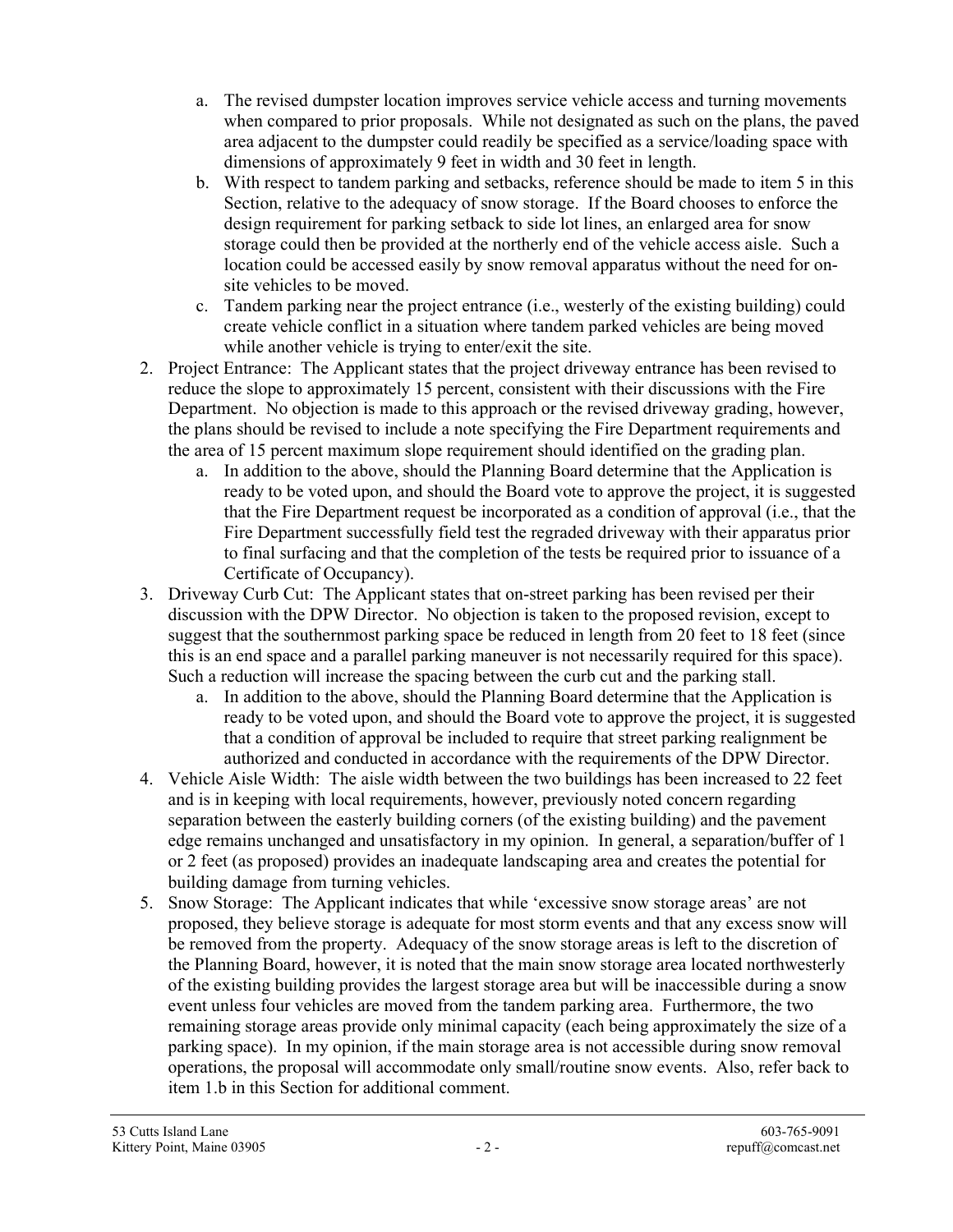a. The revised dumpster location improves service vehicle access and turning movements when compared to prior proposals. While not designated as such on the plans, the paved area adjacent to the dumpster could readily be specified as a service/loading space with dimensions of approximately 9 feet in width and 30 feet in length.
   b. With respect to tandem parking and setbacks, reference should be made to item 5 in this Section, relative to the adequacy of snow storage. If the Board chooses to enforce the design requirement for parking setback to side lot lines, an enlarged area for snow storage could then be provided at the northerly end of the vehicle access aisle. Such a location could be accessed easily by snow removal apparatus without the need for on-site vehicles to be moved.
   c. Tandem parking near the project entrance (i.e., westerly of the existing building) could create vehicle conflict in a situation where tandem parked vehicles are being moved while another vehicle is trying to enter/exit the site.

2. Project Entrance: The Applicant states that the project driveway entrance has been revised to reduce the slope to approximately 15 percent, consistent with their discussions with the Fire Department. No objection is made to this approach or the revised driveway grading, however, the plans should be revised to include a note specifying the Fire Department requirements and the area of 15 percent maximum slope requirement should identified on the grading plan.
   a. In addition to the above, should the Planning Board determine that the Application is ready to be voted upon, and should the Board vote to approve the project, it is suggested that the Fire Department request be incorporated as a condition of approval (i.e., that the Fire Department successfully field test the regraded driveway with their apparatus prior to final surfacing and that the completion of the tests be required prior to issuance of a Certificate of Occupancy).
3. Driveway Curb Cut: The Applicant states that on-street parking has been revised per their discussion with the DPW Director. No objection is taken to the proposed revision, except to suggest that the southernmost parking space be reduced in length from 20 feet to 18 feet (since this is an end space and a parallel parking maneuver is not necessarily required for this space). Such a reduction will increase the spacing between the curb cut and the parking stall.
   a. In addition to the above, should the Planning Board determine that the Application is ready to be voted upon, and should the Board vote to approve the project, it is suggested that a condition of approval be included to require that street parking realignment be authorized and conducted in accordance with the requirements of the DPW Director.
4. Vehicle Aisle Width: The aisle width between the two buildings has been increased to 22 feet and is in keeping with local requirements, however, previously noted concern regarding separation between the easterly building corners (of the existing building) and the pavement edge remains unchanged and unsatisfactory in my opinion. In general, a separation/buffer of 1 or 2 feet (as proposed) provides an inadequate landscaping area and creates the potential for building damage from turning vehicles.
5. Snow Storage: The Applicant indicates that while 'excessive snow storage areas' are not proposed, they believe storage is adequate for most storm events and that any excess snow will be removed from the property. Adequacy of the snow storage areas is left to the discretion of the Planning Board, however, it is noted that the main snow storage area located northwesterly of the existing building provides the largest storage area but will be inaccessible during a snow event unless four vehicles are moved from the tandem parking area. Furthermore, the two remaining storage areas provide only minimal capacity (each being approximately the size of a parking space). In my opinion, if the main storage area is not accessible during snow removal operations, the proposal will accommodate only small/routine snow events. Also, refer back to item 1.b in this Section for additional comment.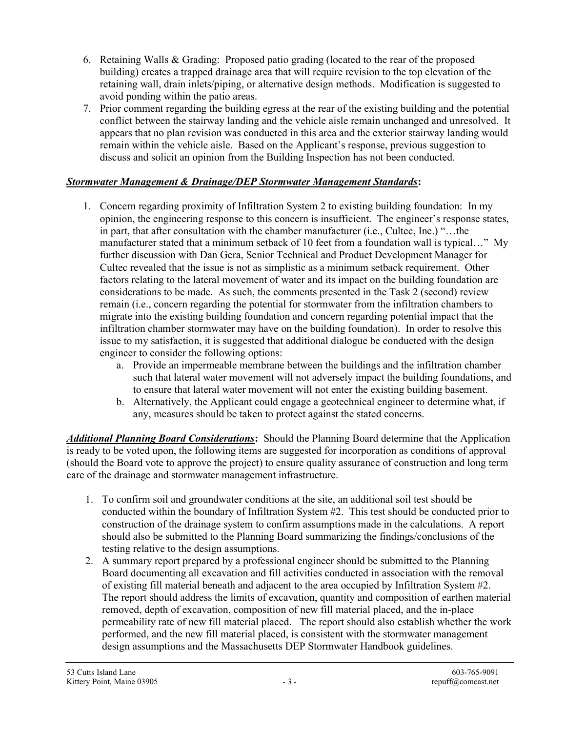6. Retaining Walls & Grading: Proposed patio grading (located to the rear of the proposed building) creates a trapped drainage area that will require revision to the top elevation of the retaining wall, drain inlets/piping, or alternative design methods. Modification is suggested to avoid ponding within the patio areas.
7. Prior comment regarding the building egress at the rear of the existing building and the potential conflict between the stairway landing and the vehicle aisle remain unchanged and unresolved. It appears that no plan revision was conducted in this area and the exterior stairway landing would remain within the vehicle aisle. Based on the Applicant's response, previous suggestion to discuss and solicit an opinion from the Building Inspection has not been conducted.

***Stormwater Management & Drainage/DEP Stormwater Management Standards*:**

1. Concern regarding proximity of Infiltration System 2 to existing building foundation: In my opinion, the engineering response to this concern is insufficient. The engineer's response states, in part, that after consultation with the chamber manufacturer (i.e., Cultec, Inc.) "…the manufacturer stated that a minimum setback of 10 feet from a foundation wall is typical…" My further discussion with Dan Gera, Senior Technical and Product Development Manager for Cultec revealed that the issue is not as simplistic as a minimum setback requirement. Other factors relating to the lateral movement of water and its impact on the building foundation are considerations to be made. As such, the comments presented in the Task 2 (second) review remain (i.e., concern regarding the potential for stormwater from the infiltration chambers to migrate into the existing building foundation and concern regarding potential impact that the infiltration chamber stormwater may have on the building foundation). In order to resolve this issue to my satisfaction, it is suggested that additional dialogue be conducted with the design engineer to consider the following options:
   a. Provide an impermeable membrane between the buildings and the infiltration chamber such that lateral water movement will not adversely impact the building foundations, and to ensure that lateral water movement will not enter the existing building basement.
   b. Alternatively, the Applicant could engage a geotechnical engineer to determine what, if any, measures should be taken to protect against the stated concerns.

***Additional Planning Board Considerations*:** Should the Planning Board determine that the Application is ready to be voted upon, the following items are suggested for incorporation as conditions of approval (should the Board vote to approve the project) to ensure quality assurance of construction and long term care of the drainage and stormwater management infrastructure.

1. To confirm soil and groundwater conditions at the site, an additional soil test should be conducted within the boundary of Infiltration System #2. This test should be conducted prior to construction of the drainage system to confirm assumptions made in the calculations. A report should also be submitted to the Planning Board summarizing the findings/conclusions of the testing relative to the design assumptions.
2. A summary report prepared by a professional engineer should be submitted to the Planning Board documenting all excavation and fill activities conducted in association with the removal of existing fill material beneath and adjacent to the area occupied by Infiltration System #2. The report should address the limits of excavation, quantity and composition of earthen material removed, depth of excavation, composition of new fill material placed, and the in-place permeability rate of new fill material placed. The report should also establish whether the work performed, and the new fill material placed, is consistent with the stormwater management design assumptions and the Massachusetts DEP Stormwater Handbook guidelines.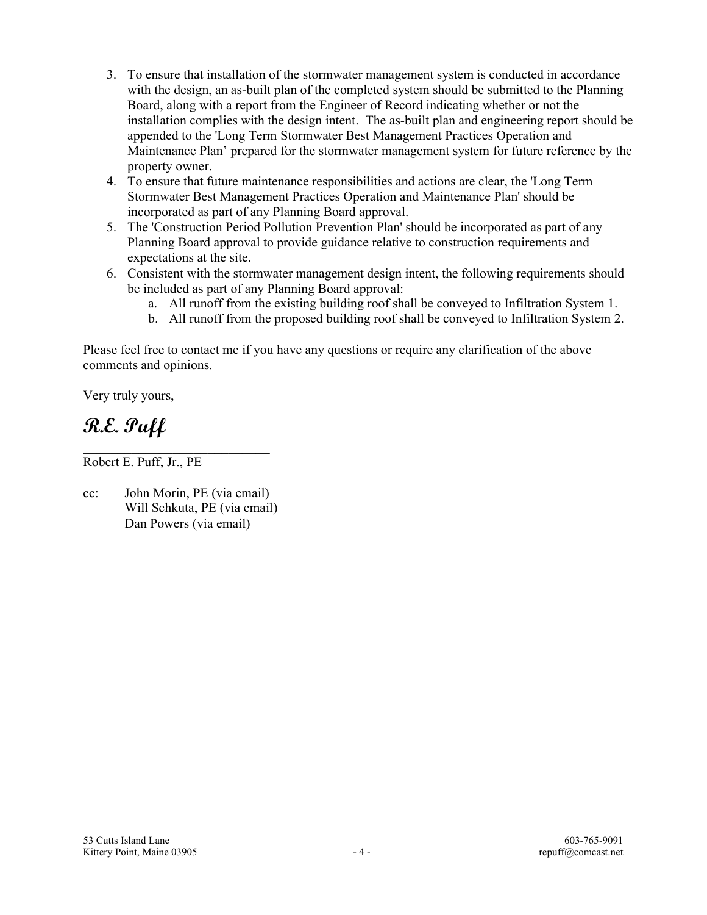3. To ensure that installation of the stormwater management system is conducted in accordance with the design, an as-built plan of the completed system should be submitted to the Planning Board, along with a report from the Engineer of Record indicating whether or not the installation complies with the design intent. The as-built plan and engineering report should be appended to the 'Long Term Stormwater Best Management Practices Operation and Maintenance Plan' prepared for the stormwater management system for future reference by the property owner.
4. To ensure that future maintenance responsibilities and actions are clear, the 'Long Term Stormwater Best Management Practices Operation and Maintenance Plan' should be incorporated as part of any Planning Board approval.
5. The 'Construction Period Pollution Prevention Plan' should be incorporated as part of any Planning Board approval to provide guidance relative to construction requirements and expectations at the site.
6. Consistent with the stormwater management design intent, the following requirements should be included as part of any Planning Board approval:
   a. All runoff from the existing building roof shall be conveyed to Infiltration System 1.
   b. All runoff from the proposed building roof shall be conveyed to Infiltration System 2.

Please feel free to contact me if you have any questions or require any clarification of the above comments and opinions.

Very truly yours,

*R.E. Puff*

Robert E. Puff, Jr., PE

cc: John Morin, PE (via email)
Will Schkuta, PE (via email)
Dan Powers (via email)